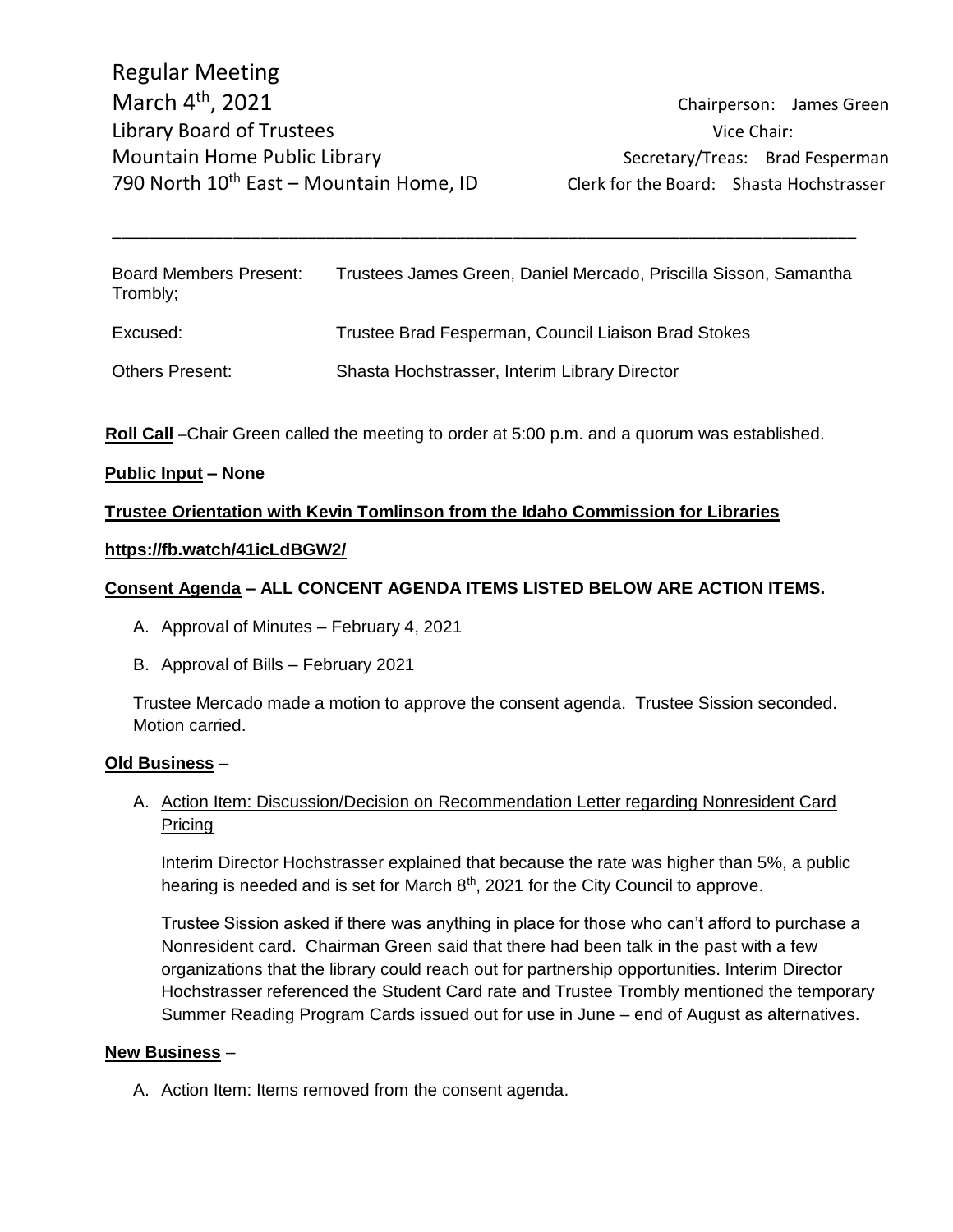Regular Meeting
March 4th, 2021
Library Board of Trustees
Mountain Home Public Library
790 North 10th East – Mountain Home, ID

Chairperson: James Green
Vice Chair:
Secretary/Treas: Brad Fesperman
Clerk for the Board: Shasta Hochstrasser

---

| | |
|---|---|
| Board Members Present: | Trustees James Green, Daniel Mercado, Priscilla Sisson, Samantha Trombly; |
| Excused: | Trustee Brad Fesperman, Council Liaison Brad Stokes |
| Others Present: | Shasta Hochstrasser, Interim Library Director |

**Roll Call** –Chair Green called the meeting to order at 5:00 p.m. and a quorum was established.

**Public Input – None**

**Trustee Orientation with Kevin Tomlinson from the Idaho Commission for Libraries**

**https://fb.watch/41icLdBGW2/**

**Consent Agenda – ALL CONCENT AGENDA ITEMS LISTED BELOW ARE ACTION ITEMS.**

A. Approval of Minutes – February 4, 2021

B. Approval of Bills – February 2021

Trustee Mercado made a motion to approve the consent agenda. Trustee Sission seconded. Motion carried.

**Old Business** –

A. Action Item: Discussion/Decision on Recommendation Letter regarding Nonresident Card Pricing

Interim Director Hochstrasser explained that because the rate was higher than 5%, a public hearing is needed and is set for March 8th, 2021 for the City Council to approve.

Trustee Sission asked if there was anything in place for those who can't afford to purchase a Nonresident card. Chairman Green said that there had been talk in the past with a few organizations that the library could reach out for partnership opportunities. Interim Director Hochstrasser referenced the Student Card rate and Trustee Trombly mentioned the temporary Summer Reading Program Cards issued out for use in June – end of August as alternatives.

**New Business** –

A. Action Item: Items removed from the consent agenda.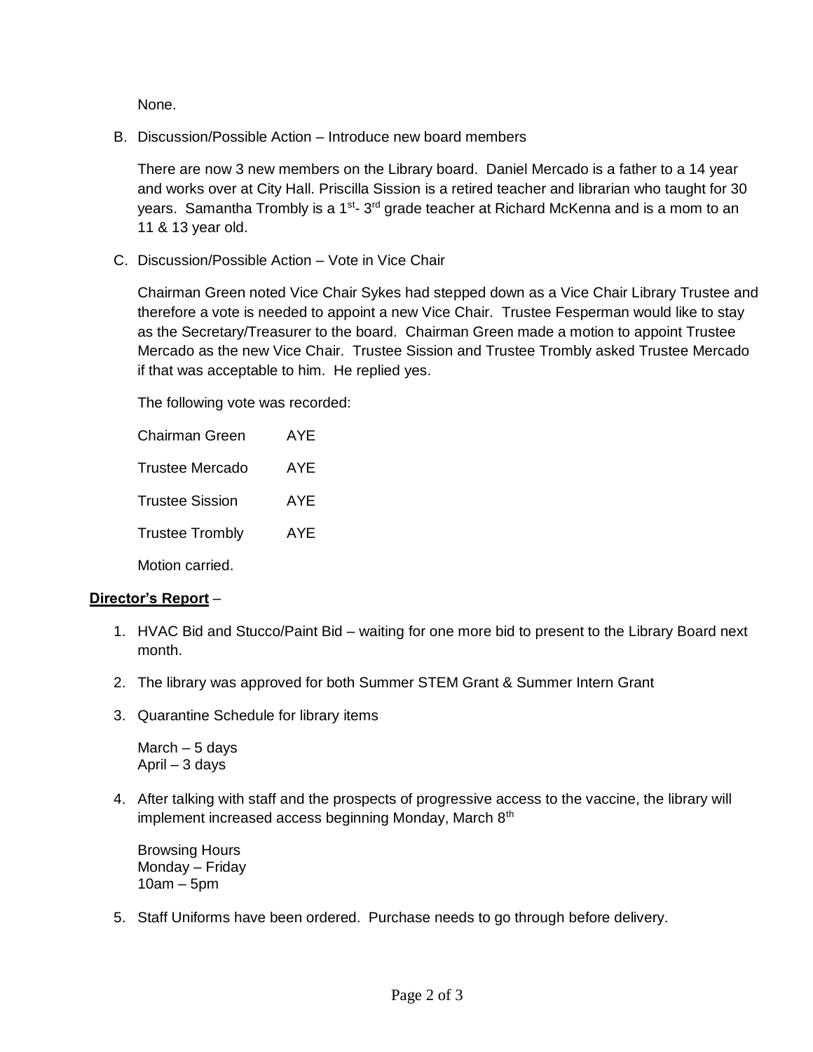None.

B. Discussion/Possible Action – Introduce new board members

   There are now 3 new members on the Library board. Daniel Mercado is a father to a 14 year and works over at City Hall. Priscilla Sission is a retired teacher and librarian who taught for 30 years. Samantha Trombly is a 1st- 3rd grade teacher at Richard McKenna and is a mom to an 11 & 13 year old.

C. Discussion/Possible Action – Vote in Vice Chair

   Chairman Green noted Vice Chair Sykes had stepped down as a Vice Chair Library Trustee and therefore a vote is needed to appoint a new Vice Chair. Trustee Fesperman would like to stay as the Secretary/Treasurer to the board. Chairman Green made a motion to appoint Trustee Mercado as the new Vice Chair. Trustee Sission and Trustee Trombly asked Trustee Mercado if that was acceptable to him. He replied yes.

   The following vote was recorded:

   Chairman Green AYE

   Trustee Mercado AYE

   Trustee Sission AYE

   Trustee Trombly AYE

   Motion carried.

**Director's Report** –

1. HVAC Bid and Stucco/Paint Bid – waiting for one more bid to present to the Library Board next month.

2. The library was approved for both Summer STEM Grant & Summer Intern Grant

3. Quarantine Schedule for library items

   March – 5 days
   April – 3 days

4. After talking with staff and the prospects of progressive access to the vaccine, the library will implement increased access beginning Monday, March 8th

   Browsing Hours
   Monday – Friday
   10am – 5pm

5. Staff Uniforms have been ordered. Purchase needs to go through before delivery.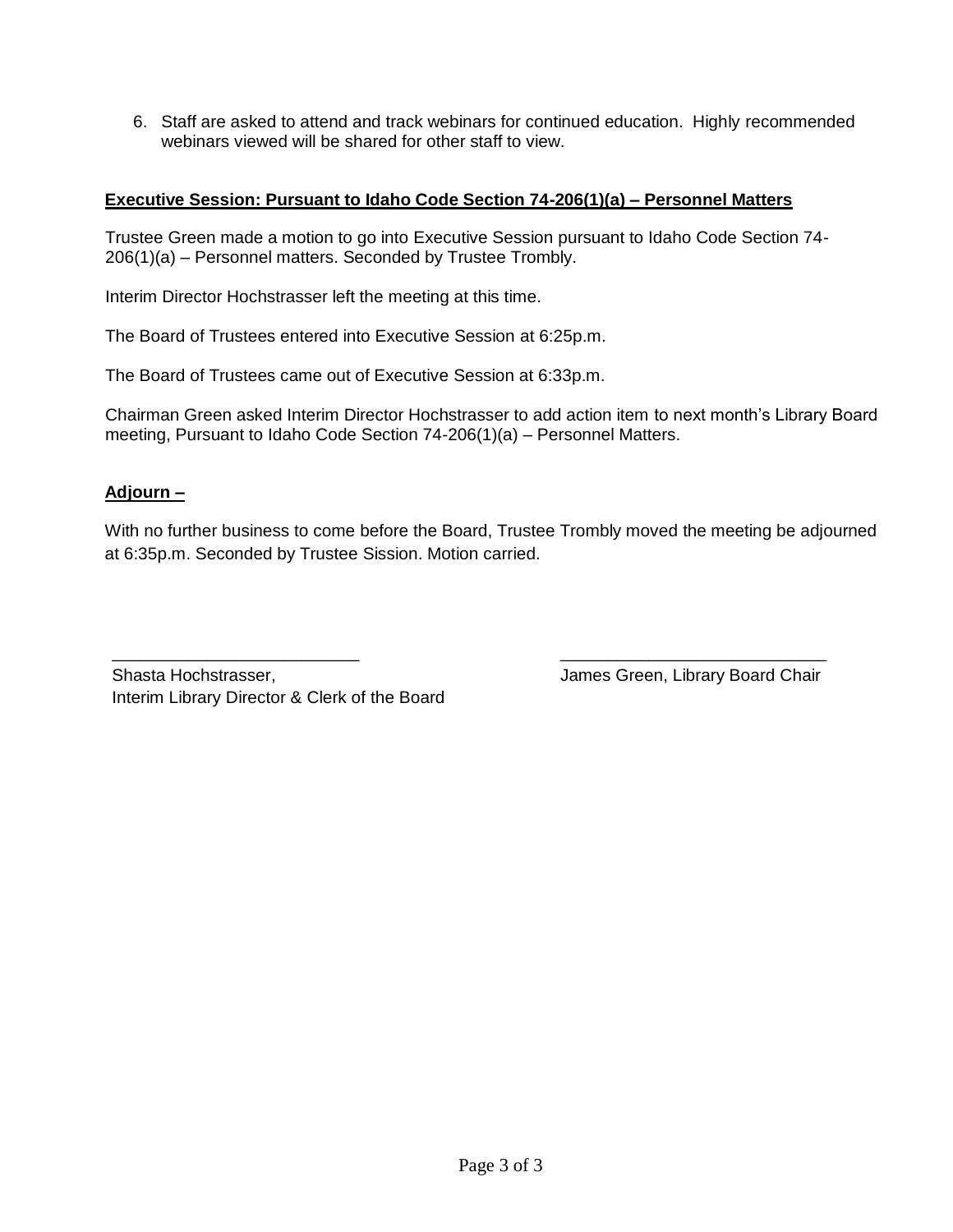6. Staff are asked to attend and track webinars for continued education. Highly recommended webinars viewed will be shared for other staff to view.

**Executive Session: Pursuant to Idaho Code Section 74-206(1)(a) – Personnel Matters**

Trustee Green made a motion to go into Executive Session pursuant to Idaho Code Section 74-206(1)(a) – Personnel matters. Seconded by Trustee Trombly.

Interim Director Hochstrasser left the meeting at this time.

The Board of Trustees entered into Executive Session at 6:25p.m.

The Board of Trustees came out of Executive Session at 6:33p.m.

Chairman Green asked Interim Director Hochstrasser to add action item to next month's Library Board meeting, Pursuant to Idaho Code Section 74-206(1)(a) – Personnel Matters.

**Adjourn –**

With no further business to come before the Board, Trustee Trombly moved the meeting be adjourned at 6:35p.m. Seconded by Trustee Sission. Motion carried.

\_\_\_\_\_\_\_\_\_\_\_\_\_\_\_\_\_\_\_\_\_\_\_\_\_\_\_
Shasta Hochstrasser,
Interim Library Director & Clerk of the Board

\_\_\_\_\_\_\_\_\_\_\_\_\_\_\_\_\_\_\_\_\_\_\_\_\_\_\_
James Green, Library Board Chair